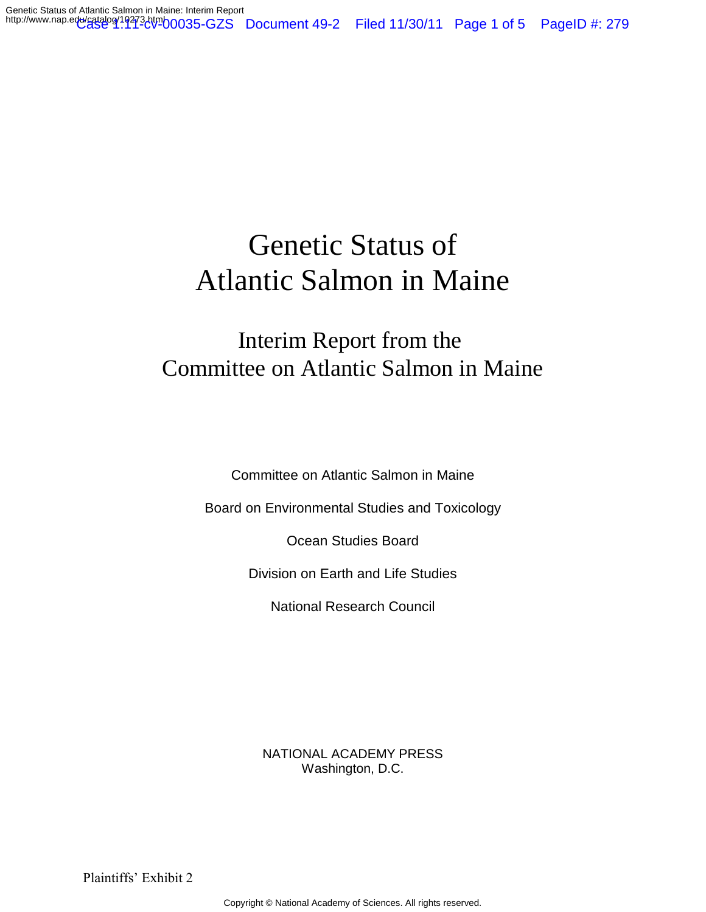# Genetic Status of Atlantic Salmon in Maine

## Interim Report from the Committee on Atlantic Salmon in Maine

Committee on Atlantic Salmon in Maine

Board on Environmental Studies and Toxicology

Ocean Studies Board

Division on Earth and Life Studies

National Research Council

NATIONAL ACADEMY PRESS
Washington, D.C.

Plaintiffs' Exhibit 2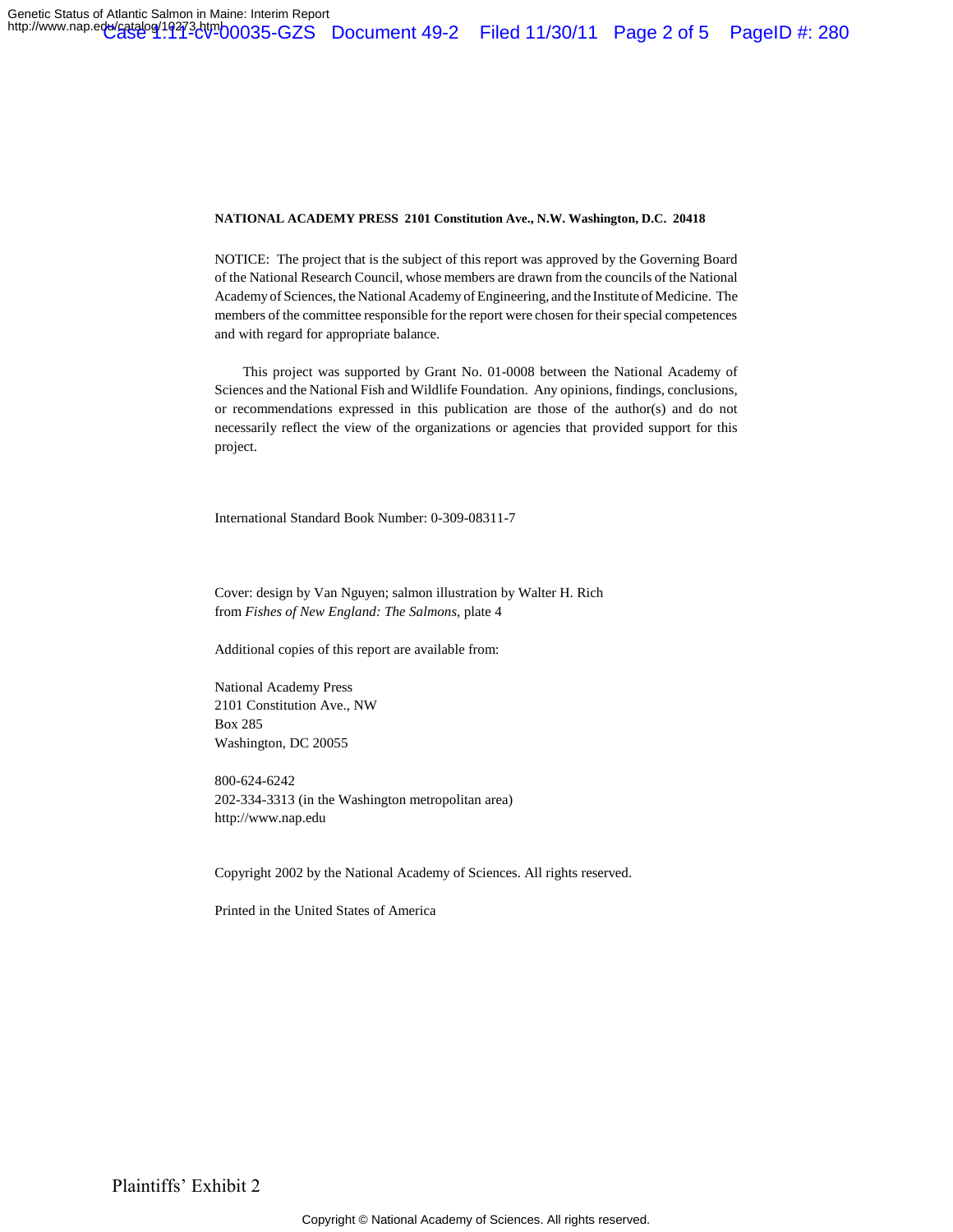**NATIONAL ACADEMY PRESS 2101 Constitution Ave., N.W. Washington, D.C. 20418**

NOTICE: The project that is the subject of this report was approved by the Governing Board of the National Research Council, whose members are drawn from the councils of the National Academy of Sciences, the National Academy of Engineering, and the Institute of Medicine. The members of the committee responsible for the report were chosen for their special competences and with regard for appropriate balance.

This project was supported by Grant No. 01-0008 between the National Academy of Sciences and the National Fish and Wildlife Foundation. Any opinions, findings, conclusions, or recommendations expressed in this publication are those of the author(s) and do not necessarily reflect the view of the organizations or agencies that provided support for this project.

International Standard Book Number: 0-309-08311-7

Cover: design by Van Nguyen; salmon illustration by Walter H. Rich
from *Fishes of New England: The Salmons*, plate 4

Additional copies of this report are available from:

National Academy Press
2101 Constitution Ave., NW
Box 285
Washington, DC 20055

800-624-6242
202-334-3313 (in the Washington metropolitan area)
http://www.nap.edu

Copyright 2002 by the National Academy of Sciences. All rights reserved.

Printed in the United States of America

Plaintiffs' Exhibit 2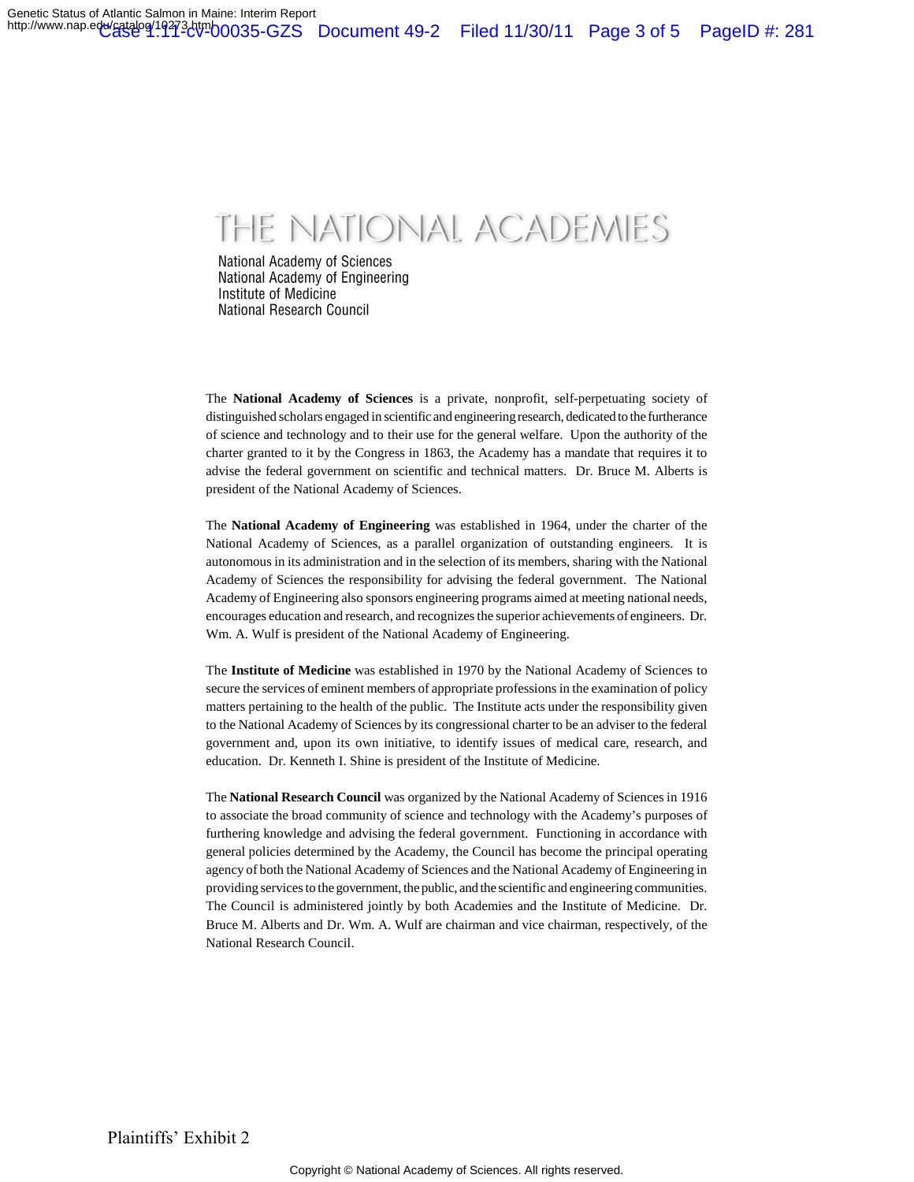# THE NATIONAL ACADEMIES

National Academy of Sciences
National Academy of Engineering
Institute of Medicine
National Research Council

The **National Academy of Sciences** is a private, nonprofit, self-perpetuating society of distinguished scholars engaged in scientific and engineering research, dedicated to the furtherance of science and technology and to their use for the general welfare. Upon the authority of the charter granted to it by the Congress in 1863, the Academy has a mandate that requires it to advise the federal government on scientific and technical matters. Dr. Bruce M. Alberts is president of the National Academy of Sciences.

The **National Academy of Engineering** was established in 1964, under the charter of the National Academy of Sciences, as a parallel organization of outstanding engineers. It is autonomous in its administration and in the selection of its members, sharing with the National Academy of Sciences the responsibility for advising the federal government. The National Academy of Engineering also sponsors engineering programs aimed at meeting national needs, encourages education and research, and recognizes the superior achievements of engineers. Dr. Wm. A. Wulf is president of the National Academy of Engineering.

The **Institute of Medicine** was established in 1970 by the National Academy of Sciences to secure the services of eminent members of appropriate professions in the examination of policy matters pertaining to the health of the public. The Institute acts under the responsibility given to the National Academy of Sciences by its congressional charter to be an adviser to the federal government and, upon its own initiative, to identify issues of medical care, research, and education. Dr. Kenneth I. Shine is president of the Institute of Medicine.

The **National Research Council** was organized by the National Academy of Sciences in 1916 to associate the broad community of science and technology with the Academy's purposes of furthering knowledge and advising the federal government. Functioning in accordance with general policies determined by the Academy, the Council has become the principal operating agency of both the National Academy of Sciences and the National Academy of Engineering in providing services to the government, the public, and the scientific and engineering communities. The Council is administered jointly by both Academies and the Institute of Medicine. Dr. Bruce M. Alberts and Dr. Wm. A. Wulf are chairman and vice chairman, respectively, of the National Research Council.

Plaintiffs' Exhibit 2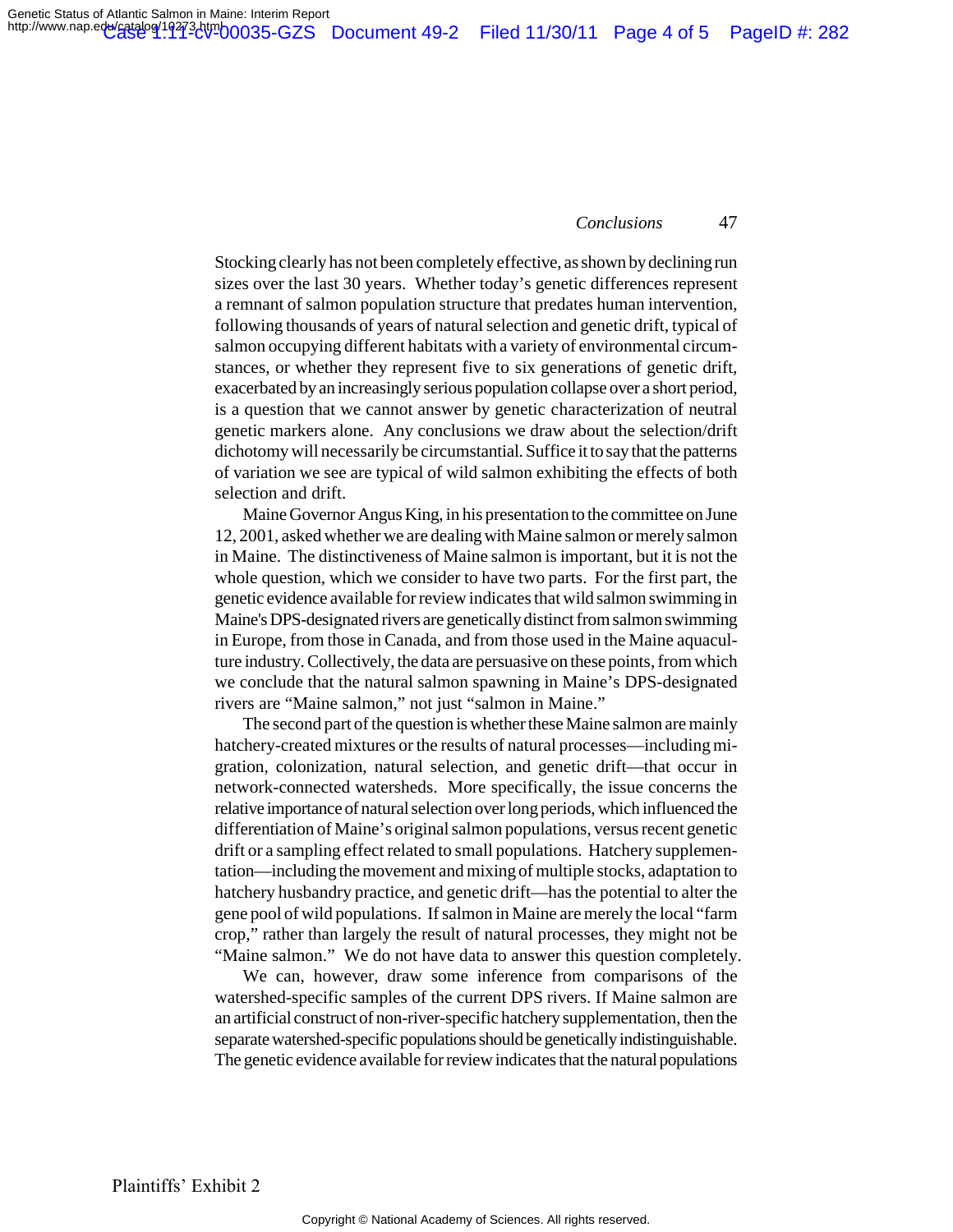Stocking clearly has not been completely effective, as shown by declining run sizes over the last 30 years. Whether today's genetic differences represent a remnant of salmon population structure that predates human intervention, following thousands of years of natural selection and genetic drift, typical of salmon occupying different habitats with a variety of environmental circumstances, or whether they represent five to six generations of genetic drift, exacerbated by an increasingly serious population collapse over a short period, is a question that we cannot answer by genetic characterization of neutral genetic markers alone. Any conclusions we draw about the selection/drift dichotomy will necessarily be circumstantial. Suffice it to say that the patterns of variation we see are typical of wild salmon exhibiting the effects of both selection and drift.

Maine Governor Angus King, in his presentation to the committee on June 12, 2001, asked whether we are dealing with Maine salmon or merely salmon in Maine. The distinctiveness of Maine salmon is important, but it is not the whole question, which we consider to have two parts. For the first part, the genetic evidence available for review indicates that wild salmon swimming in Maine's DPS-designated rivers are genetically distinct from salmon swimming in Europe, from those in Canada, and from those used in the Maine aquaculture industry. Collectively, the data are persuasive on these points, from which we conclude that the natural salmon spawning in Maine's DPS-designated rivers are "Maine salmon," not just "salmon in Maine."

The second part of the question is whether these Maine salmon are mainly hatchery-created mixtures or the results of natural processes—including migration, colonization, natural selection, and genetic drift—that occur in network-connected watersheds. More specifically, the issue concerns the relative importance of natural selection over long periods, which influenced the differentiation of Maine's original salmon populations, versus recent genetic drift or a sampling effect related to small populations. Hatchery supplementation—including the movement and mixing of multiple stocks, adaptation to hatchery husbandry practice, and genetic drift—has the potential to alter the gene pool of wild populations. If salmon in Maine are merely the local "farm crop," rather than largely the result of natural processes, they might not be "Maine salmon." We do not have data to answer this question completely.

We can, however, draw some inference from comparisons of the watershed-specific samples of the current DPS rivers. If Maine salmon are an artificial construct of non-river-specific hatchery supplementation, then the separate watershed-specific populations should be genetically indistinguishable. The genetic evidence available for review indicates that the natural populations

Plaintiffs' Exhibit 2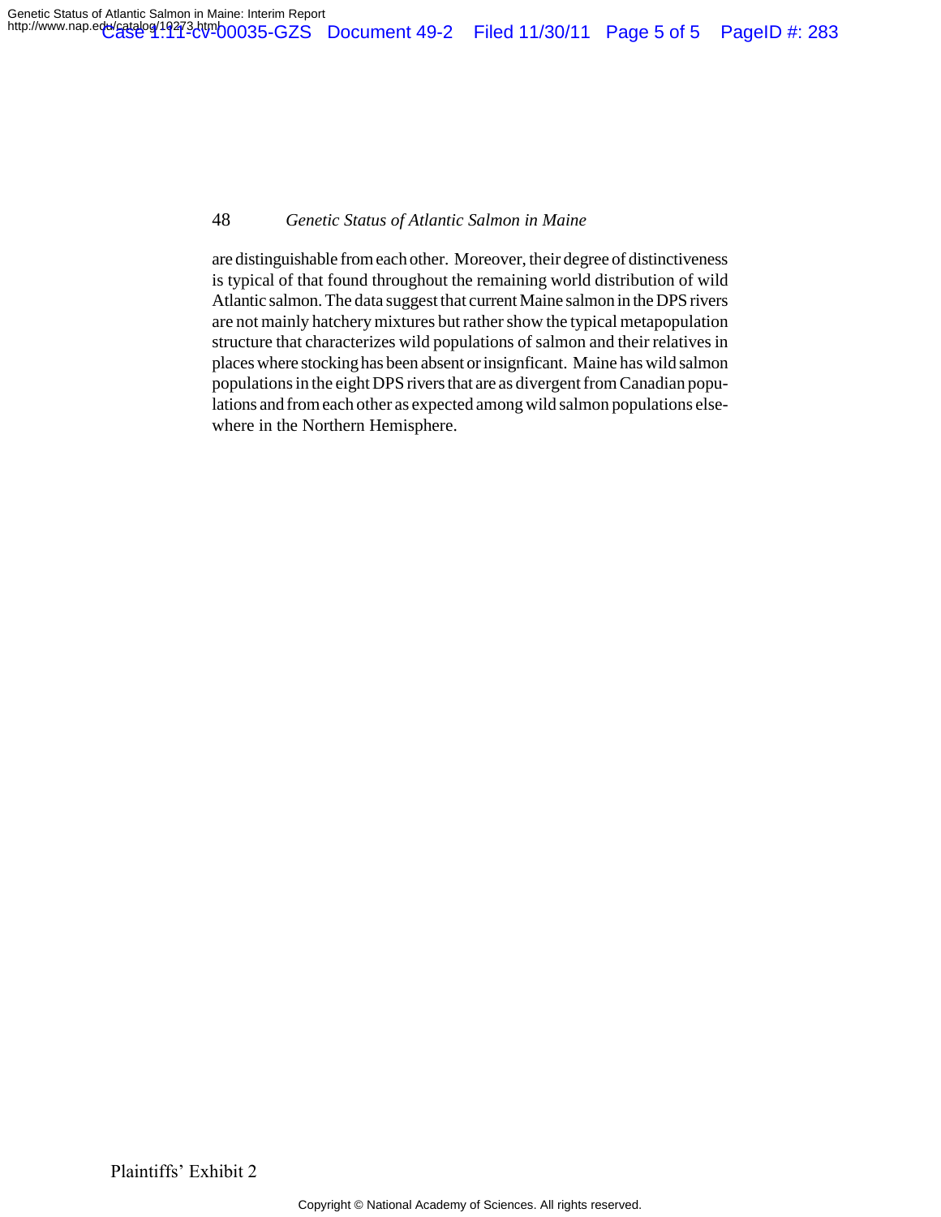are distinguishable from each other. Moreover, their degree of distinctiveness is typical of that found throughout the remaining world distribution of wild Atlantic salmon. The data suggest that current Maine salmon in the DPS rivers are not mainly hatchery mixtures but rather show the typical metapopulation structure that characterizes wild populations of salmon and their relatives in places where stocking has been absent or insignficant. Maine has wild salmon populations in the eight DPS rivers that are as divergent from Canadian populations and from each other as expected among wild salmon populations elsewhere in the Northern Hemisphere.

Plaintiffs' Exhibit 2